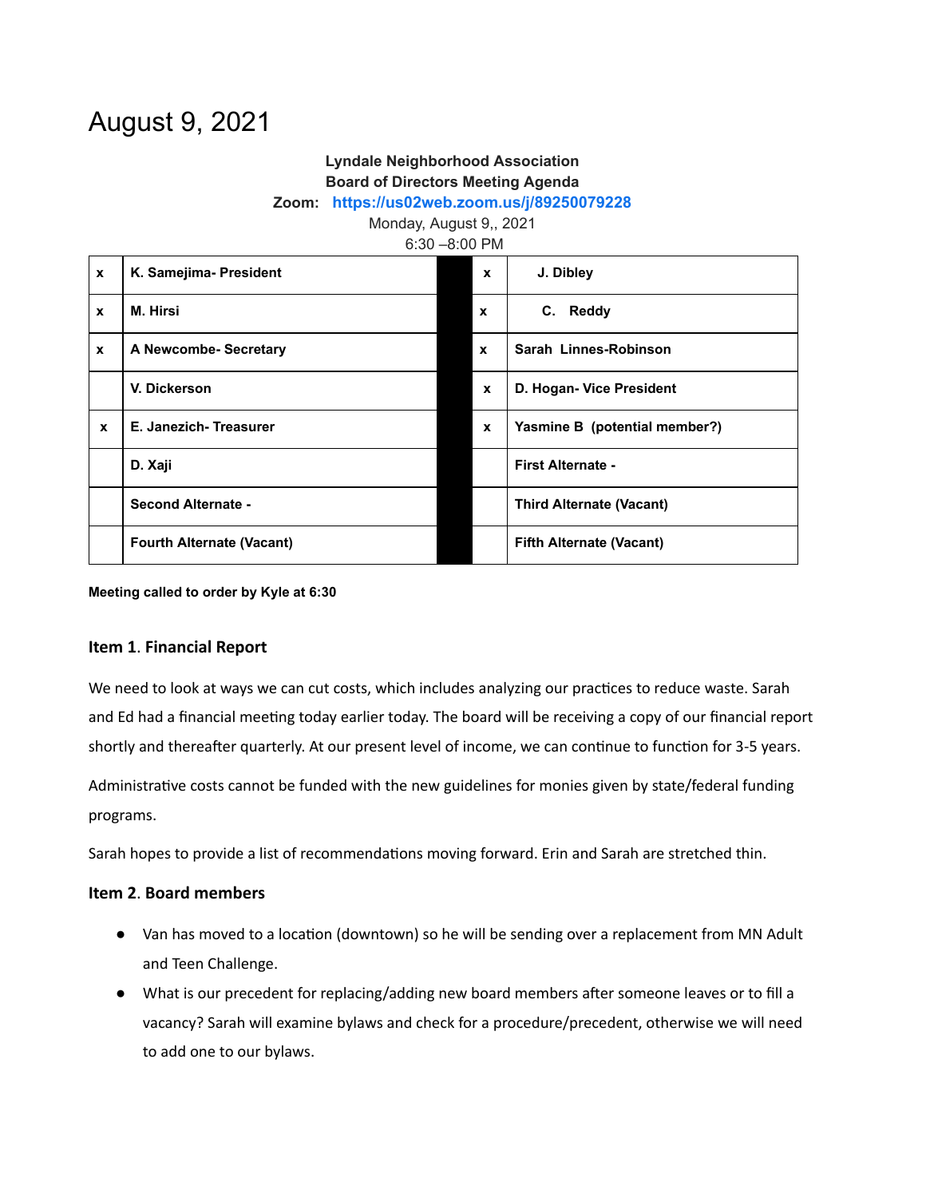# August 9, 2021

**Lyndale Neighborhood Association**
**Board of Directors Meeting Agenda**
**Zoom: https://us02web.zoom.us/j/89250079228**
Monday, August 9,, 2021
6:30 –8:00 PM

| | | | | |
|---|---|---|---|---|
| x | **K. Samejima- President** | | x | **J. Dibley** |
| x | **M. Hirsi** | | x | **C. Reddy** |
| x | **A Newcombe- Secretary** | | x | **Sarah Linnes-Robinson** |
| | **V. Dickerson** | | x | **D. Hogan- Vice President** |
| x | **E. Janezich- Treasurer** | | x | **Yasmine B (potential member?)** |
| | **D. Xaji** | | | **First Alternate -** |
| | **Second Alternate -** | | | **Third Alternate (Vacant)** |
| | **Fourth Alternate (Vacant)** | | | **Fifth Alternate (Vacant)** |

**Meeting called to order by Kyle at 6:30**

### Item 1. Financial Report

We need to look at ways we can cut costs, which includes analyzing our practices to reduce waste. Sarah and Ed had a financial meeting today earlier today. The board will be receiving a copy of our financial report shortly and thereafter quarterly. At our present level of income, we can continue to function for 3-5 years.

Administrative costs cannot be funded with the new guidelines for monies given by state/federal funding programs.

Sarah hopes to provide a list of recommendations moving forward. Erin and Sarah are stretched thin.

### Item 2. Board members

- Van has moved to a location (downtown) so he will be sending over a replacement from MN Adult and Teen Challenge.
- What is our precedent for replacing/adding new board members after someone leaves or to fill a vacancy? Sarah will examine bylaws and check for a procedure/precedent, otherwise we will need to add one to our bylaws.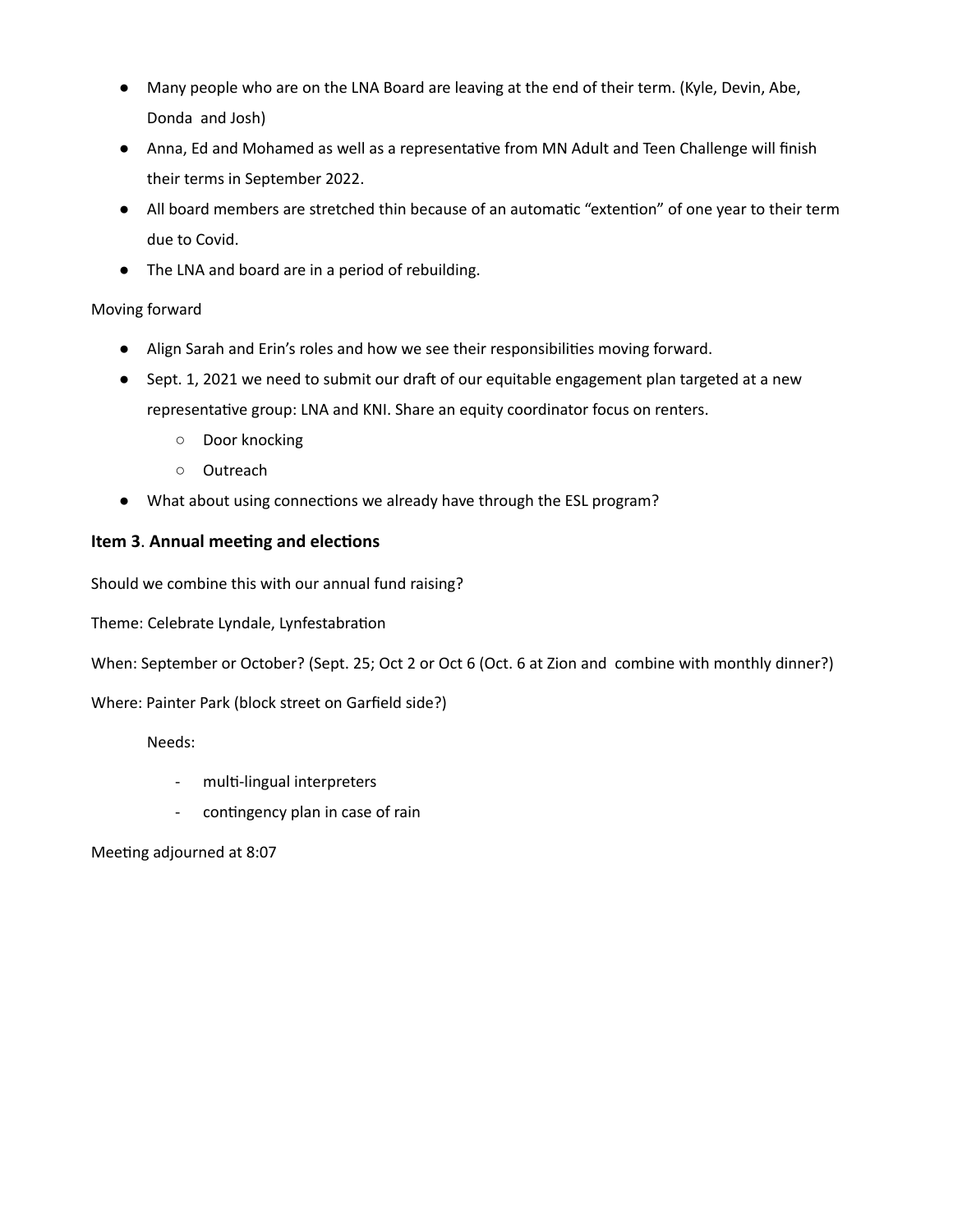- Many people who are on the LNA Board are leaving at the end of their term. (Kyle, Devin, Abe, Donda and Josh)
- Anna, Ed and Mohamed as well as a representative from MN Adult and Teen Challenge will finish their terms in September 2022.
- All board members are stretched thin because of an automatic "extention" of one year to their term due to Covid.
- The LNA and board are in a period of rebuilding.

Moving forward

- Align Sarah and Erin's roles and how we see their responsibilities moving forward.
- Sept. 1, 2021 we need to submit our draft of our equitable engagement plan targeted at a new representative group: LNA and KNI. Share an equity coordinator focus on renters.
    - Door knocking
    - Outreach
- What about using connections we already have through the ESL program?

### Item 3. **Annual meeting and elections**

Should we combine this with our annual fund raising?

Theme: Celebrate Lyndale, Lynfestabration

When: September or October? (Sept. 25; Oct 2 or Oct 6 (Oct. 6 at Zion and combine with monthly dinner?)

Where: Painter Park (block street on Garfield side?)

Needs:

- multi-lingual interpreters
- contingency plan in case of rain

Meeting adjourned at 8:07